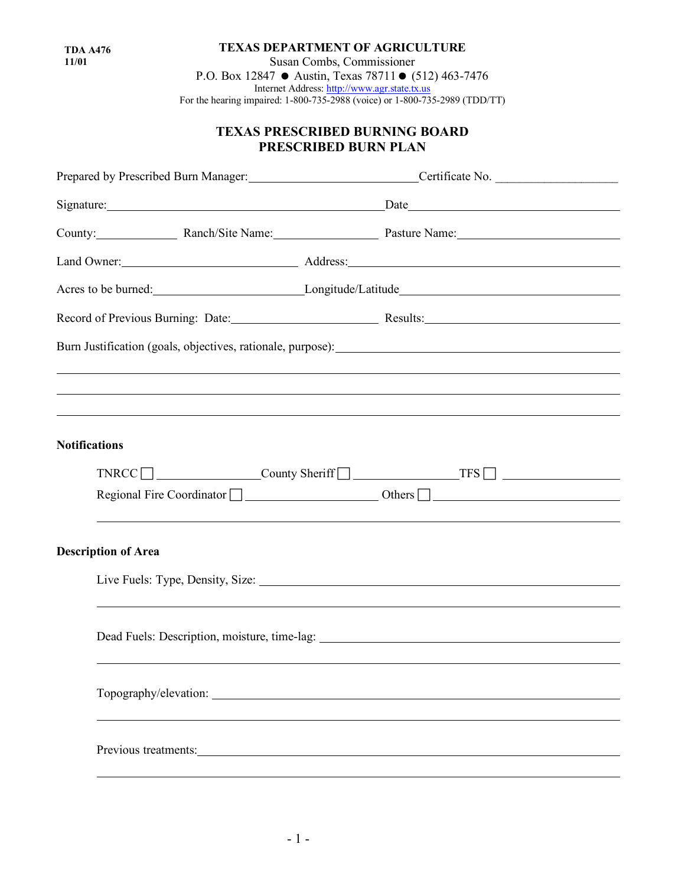TDA A476
11/01

**TEXAS DEPARTMENT OF AGRICULTURE**
Susan Combs, Commissioner
P.O. Box 12847 ● Austin, Texas 78711 ● (512) 463-7476
Internet Address: http://www.agr.state.tx.us
For the hearing impaired: 1-800-735-2988 (voice) or 1-800-735-2989 (TDD/TT)

# TEXAS PRESCRIBED BURNING BOARD
# PRESCRIBED BURN PLAN

Prepared by Prescribed Burn Manager: ____________________ Certificate No. ____________________

Signature: ________________________________ Date ____________________

County: __________ Ranch/Site Name: ______________ Pasture Name: ____________________

Land Owner: ____________________ Address: ________________________________

Acres to be burned: ____________________ Longitude/Latitude ____________________

Record of Previous Burning: Date: ____________________ Results: ____________________

Burn Justification (goals, objectives, rationale, purpose): ________________________________

________________________________________________________________

________________________________________________________________

________________________________________________________________

**Notifications**

TNRCC ☐ ______________ County Sheriff ☐ ______________ TFS ☐ ______________

Regional Fire Coordinator ☐ ____________________ Others ☐ ____________________

________________________________________________________________

**Description of Area**

Live Fuels: Type, Density, Size: ________________________________

________________________________________________________________

Dead Fuels: Description, moisture, time-lag: ________________________________

________________________________________________________________

Topography/elevation: ________________________________

________________________________________________________________

Previous treatments: ________________________________

________________________________________________________________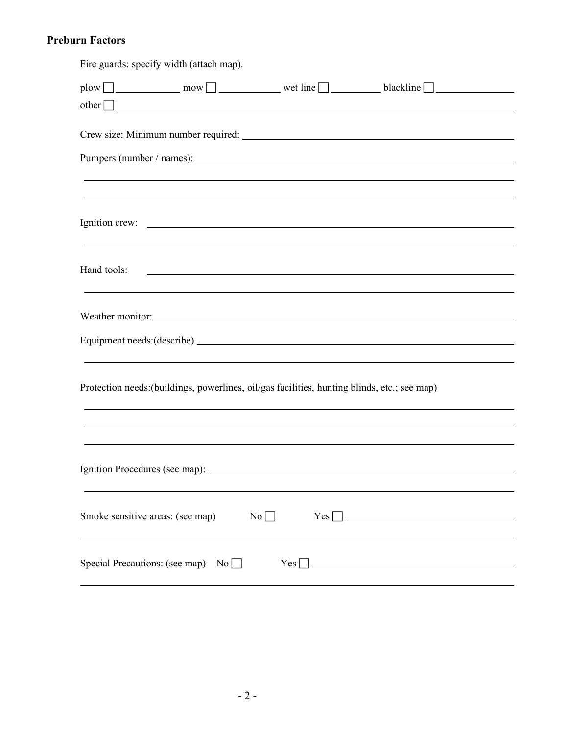## Preburn Factors

Fire guards: specify width (attach map).

plow ☐ ____________ mow ☐ ____________ wet line ☐ __________ blackline ☐ ______________
other ☐ ____________________________________________________________________________

Crew size: Minimum number required: ________________________________________________

Pumpers (number / names): ______________________________________________________

________________________________________________________________________________

________________________________________________________________________________

Ignition crew: ___________________________________________________________________

________________________________________________________________________________

Hand tools: _____________________________________________________________________

________________________________________________________________________________

Weather monitor: _________________________________________________________________

Equipment needs:(describe) ______________________________________________________

________________________________________________________________________________

Protection needs:(buildings, powerlines, oil/gas facilities, hunting blinds, etc.; see map)

________________________________________________________________________________

________________________________________________________________________________

________________________________________________________________________________

Ignition Procedures (see map): ____________________________________________________

________________________________________________________________________________

Smoke sensitive areas: (see map) No ☐ Yes ☐ ______________________________

________________________________________________________________________________

Special Precautions: (see map) No ☐ Yes ☐ ____________________________________

________________________________________________________________________________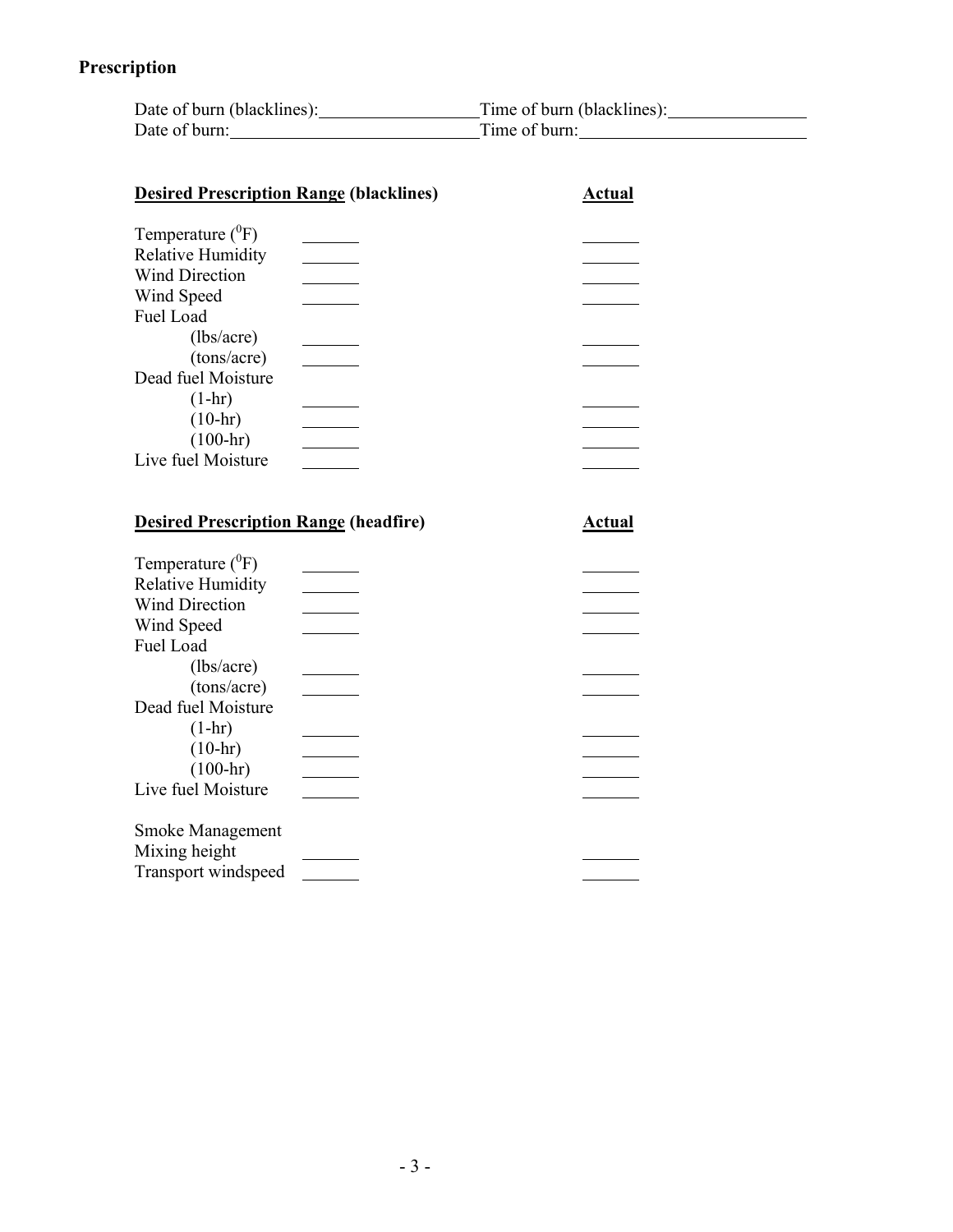## Prescription

Date of burn (blacklines):\_\_\_\_\_\_\_\_\_\_\_\_\_\_\_\_\_\_ Time of burn (blacklines):\_\_\_\_\_\_\_\_\_\_\_\_\_\_\_\_
Date of burn:\_\_\_\_\_\_\_\_\_\_\_\_\_\_\_\_\_\_\_\_\_\_\_\_\_\_\_\_\_\_\_ Time of burn:\_\_\_\_\_\_\_\_\_\_\_\_\_\_\_\_\_\_\_\_\_\_\_\_\_\_\_\_

| **Desired Prescription Range (blacklines)** | | **Actual** |
|---|---|---|
| Temperature ($^0$F) | \_\_\_\_\_\_ | \_\_\_\_\_\_ |
| Relative Humidity | \_\_\_\_\_\_ | \_\_\_\_\_\_ |
| Wind Direction | \_\_\_\_\_\_ | \_\_\_\_\_\_ |
| Wind Speed | \_\_\_\_\_\_ | \_\_\_\_\_\_ |
| Fuel Load | | |
| (lbs/acre) | \_\_\_\_\_\_ | \_\_\_\_\_\_ |
| (tons/acre) | \_\_\_\_\_\_ | \_\_\_\_\_\_ |
| Dead fuel Moisture | | |
| (1-hr) | \_\_\_\_\_\_ | \_\_\_\_\_\_ |
| (10-hr) | \_\_\_\_\_\_ | \_\_\_\_\_\_ |
| (100-hr) | \_\_\_\_\_\_ | \_\_\_\_\_\_ |
| Live fuel Moisture | \_\_\_\_\_\_ | \_\_\_\_\_\_ |

| **Desired Prescription Range (headfire)** | | **Actual** |
|---|---|---|
| Temperature ($^0$F) | \_\_\_\_\_\_ | \_\_\_\_\_\_ |
| Relative Humidity | \_\_\_\_\_\_ | \_\_\_\_\_\_ |
| Wind Direction | \_\_\_\_\_\_ | \_\_\_\_\_\_ |
| Wind Speed | \_\_\_\_\_\_ | \_\_\_\_\_\_ |
| Fuel Load | | |
| (lbs/acre) | \_\_\_\_\_\_ | \_\_\_\_\_\_ |
| (tons/acre) | \_\_\_\_\_\_ | \_\_\_\_\_\_ |
| Dead fuel Moisture | | |
| (1-hr) | \_\_\_\_\_\_ | \_\_\_\_\_\_ |
| (10-hr) | \_\_\_\_\_\_ | \_\_\_\_\_\_ |
| (100-hr) | \_\_\_\_\_\_ | \_\_\_\_\_\_ |
| Live fuel Moisture | \_\_\_\_\_\_ | \_\_\_\_\_\_ |
| | | |
| Smoke Management | | |
| Mixing height | \_\_\_\_\_\_ | \_\_\_\_\_\_ |
| Transport windspeed | \_\_\_\_\_\_ | \_\_\_\_\_\_ |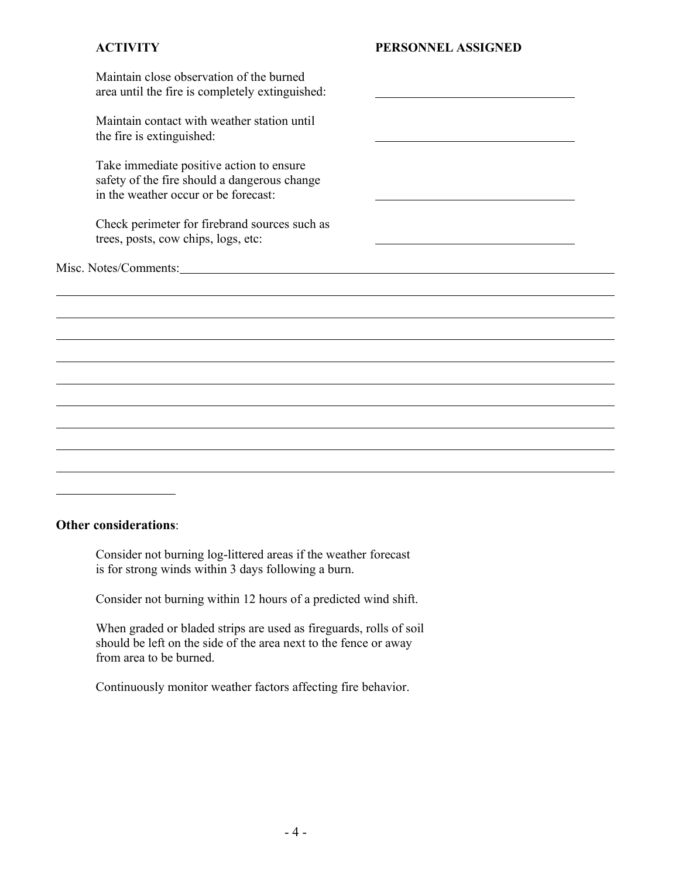| ACTIVITY | PERSONNEL ASSIGNED |
| --- | --- |
| Maintain close observation of the burned area until the fire is completely extinguished: | |
| Maintain contact with weather station until the fire is extinguished: | |
| Take immediate positive action to ensure safety of the fire should a dangerous change in the weather occur or be forecast: | |
| Check perimeter for firebrand sources such as trees, posts, cow chips, logs, etc: | |

Misc. Notes/Comments:

**Other considerations**:

Consider not burning log-littered areas if the weather forecast is for strong winds within 3 days following a burn.

Consider not burning within 12 hours of a predicted wind shift.

When graded or bladed strips are used as fireguards, rolls of soil should be left on the side of the area next to the fence or away from area to be burned.

Continuously monitor weather factors affecting fire behavior.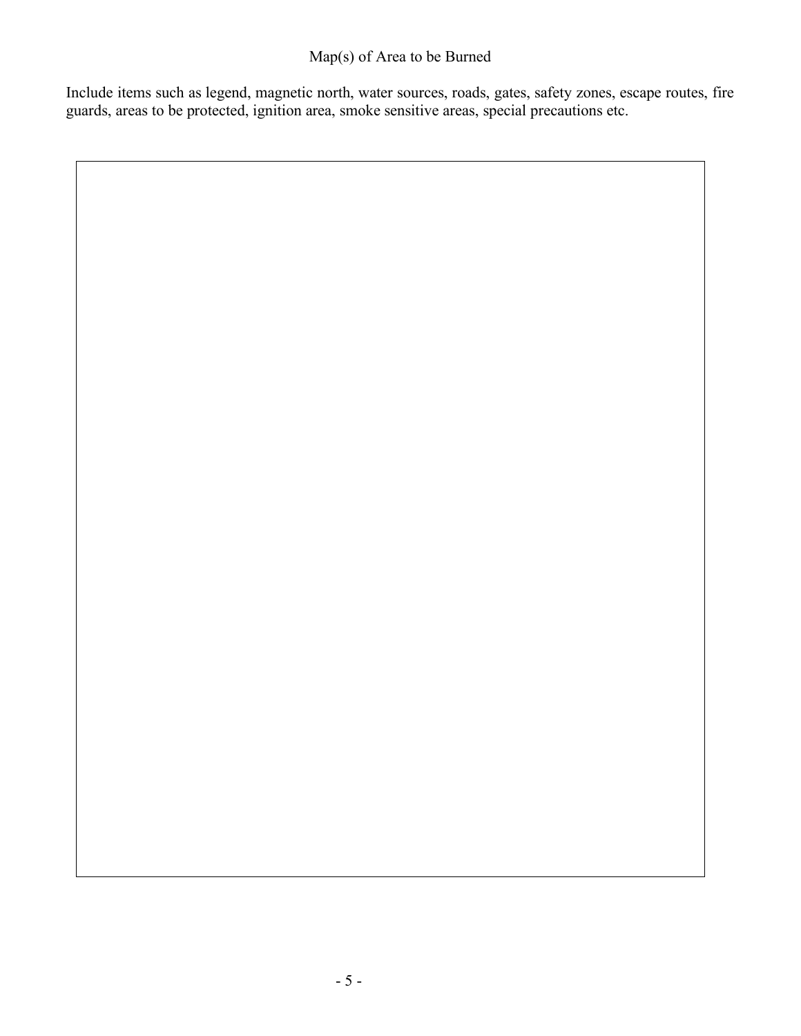## Map(s) of Area to be Burned

Include items such as legend, magnetic north, water sources, roads, gates, safety zones, escape routes, fire guards, areas to be protected, ignition area, smoke sensitive areas, special precautions etc.